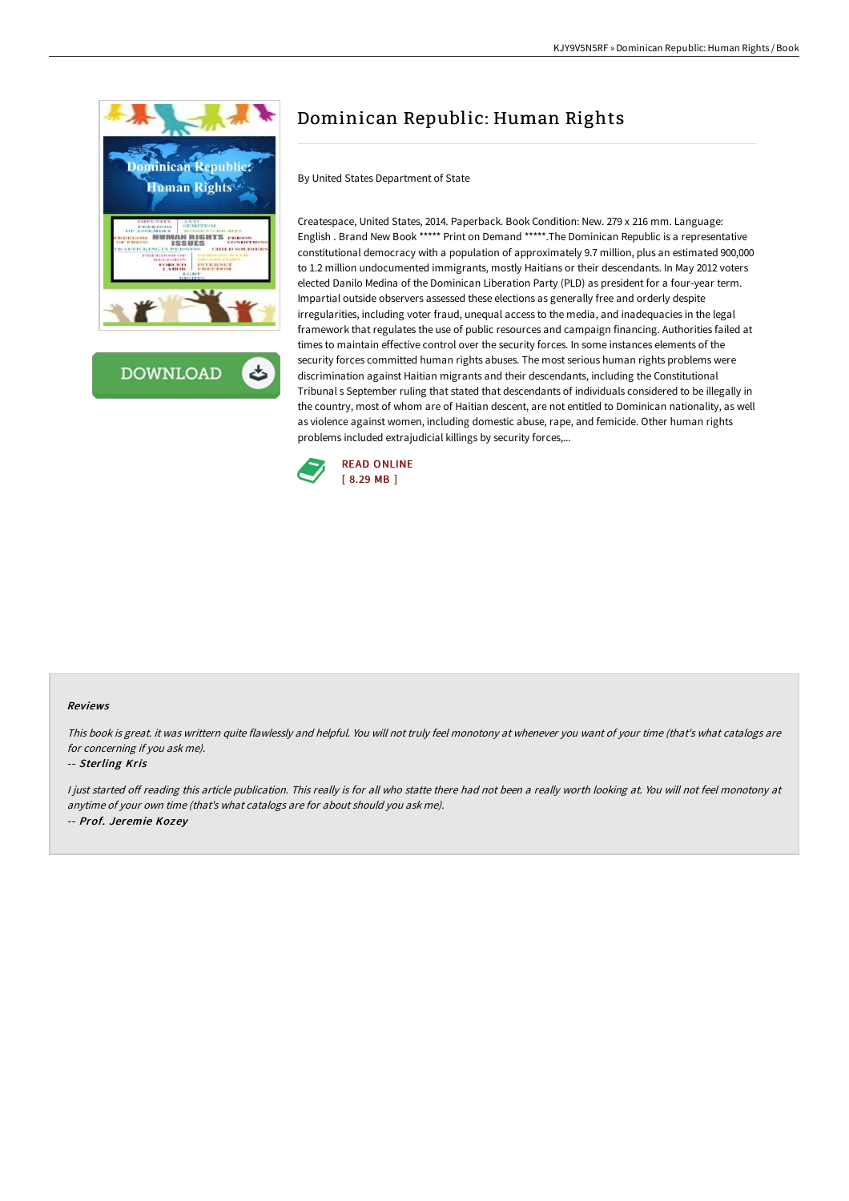# Dominican Republic: Human Rights

By United States Department of State

Createspace, United States, 2014. Paperback. Book Condition: New. 279 x 216 mm. Language: English . Brand New Book ***** Print on Demand *****.The Dominican Republic is a representative constitutional democracy with a population of approximately 9.7 million, plus an estimated 900,000 to 1.2 million undocumented immigrants, mostly Haitians or their descendants. In May 2012 voters elected Danilo Medina of the Dominican Liberation Party (PLD) as president for a four-year term. Impartial outside observers assessed these elections as generally free and orderly despite irregularities, including voter fraud, unequal access to the media, and inadequacies in the legal framework that regulates the use of public resources and campaign financing. Authorities failed at times to maintain effective control over the security forces. In some instances elements of the security forces committed human rights abuses. The most serious human rights problems were discrimination against Haitian migrants and their descendants, including the Constitutional Tribunal s September ruling that stated that descendants of individuals considered to be illegally in the country, most of whom are of Haitian descent, are not entitled to Dominican nationality, as well as violence against women, including domestic abuse, rape, and femicide. Other human rights problems included extrajudicial killings by security forces,...

READ ONLINE
[ 8.29 MB ]

### Reviews

*This book is great. it was writtern quite flawlessly and helpful. You will not truly feel monotony at whenever you want of your time (that's what catalogs are for concerning if you ask me).*

-- ***Sterling Kris***

*I just started off reading this article publication. This really is for all who statte there had not been a really worth looking at. You will not feel monotony at anytime of your own time (that's what catalogs are for about should you ask me).*

-- ***Prof. Jeremie Kozey***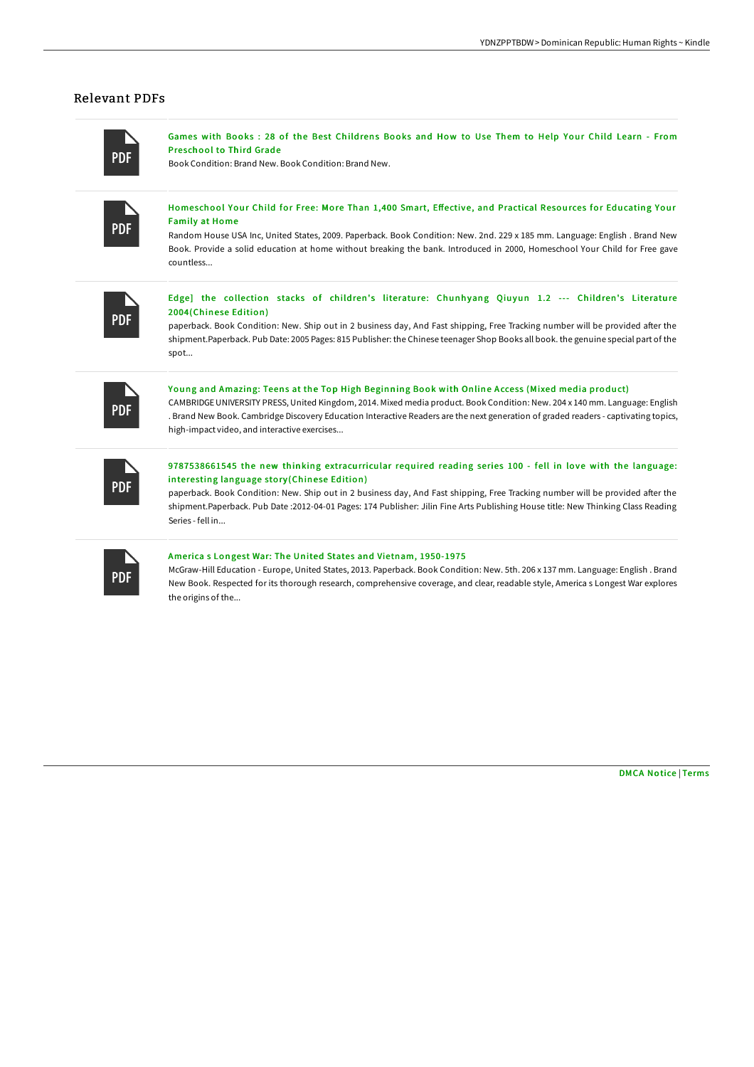## Relevant PDFs

**Games with Books : 28 of the Best Childrens Books and How to Use Them to Help Your Child Learn - From Preschool to Third Grade**

Book Condition: Brand New. Book Condition: Brand New.

**Homeschool Your Child for Free: More Than 1,400 Smart, Effective, and Practical Resources for Educating Your Family at Home**

Random House USA Inc, United States, 2009. Paperback. Book Condition: New. 2nd. 229 x 185 mm. Language: English . Brand New Book. Provide a solid education at home without breaking the bank. Introduced in 2000, Homeschool Your Child for Free gave countless...

**Edge] the collection stacks of children's literature: Chunhyang Qiuyun 1.2 --- Children's Literature 2004(Chinese Edition)**

paperback. Book Condition: New. Ship out in 2 business day, And Fast shipping, Free Tracking number will be provided after the shipment.Paperback. Pub Date: 2005 Pages: 815 Publisher: the Chinese teenager Shop Books all book. the genuine special part of the spot...

**Young and Amazing: Teens at the Top High Beginning Book with Online Access (Mixed media product)**

CAMBRIDGE UNIVERSITY PRESS, United Kingdom, 2014. Mixed media product. Book Condition: New. 204 x 140 mm. Language: English . Brand New Book. Cambridge Discovery Education Interactive Readers are the next generation of graded readers - captivating topics, high-impact video, and interactive exercises...

**9787538661545 the new thinking extracurricular required reading series 100 - fell in love with the language: interesting language story(Chinese Edition)**

paperback. Book Condition: New. Ship out in 2 business day, And Fast shipping, Free Tracking number will be provided after the shipment.Paperback. Pub Date :2012-04-01 Pages: 174 Publisher: Jilin Fine Arts Publishing House title: New Thinking Class Reading Series - fell in...

**America s Longest War: The United States and Vietnam, 1950-1975**

McGraw-Hill Education - Europe, United States, 2013. Paperback. Book Condition: New. 5th. 206 x 137 mm. Language: English . Brand New Book. Respected for its thorough research, comprehensive coverage, and clear, readable style, America s Longest War explores the origins of the...

DMCA Notice | Terms